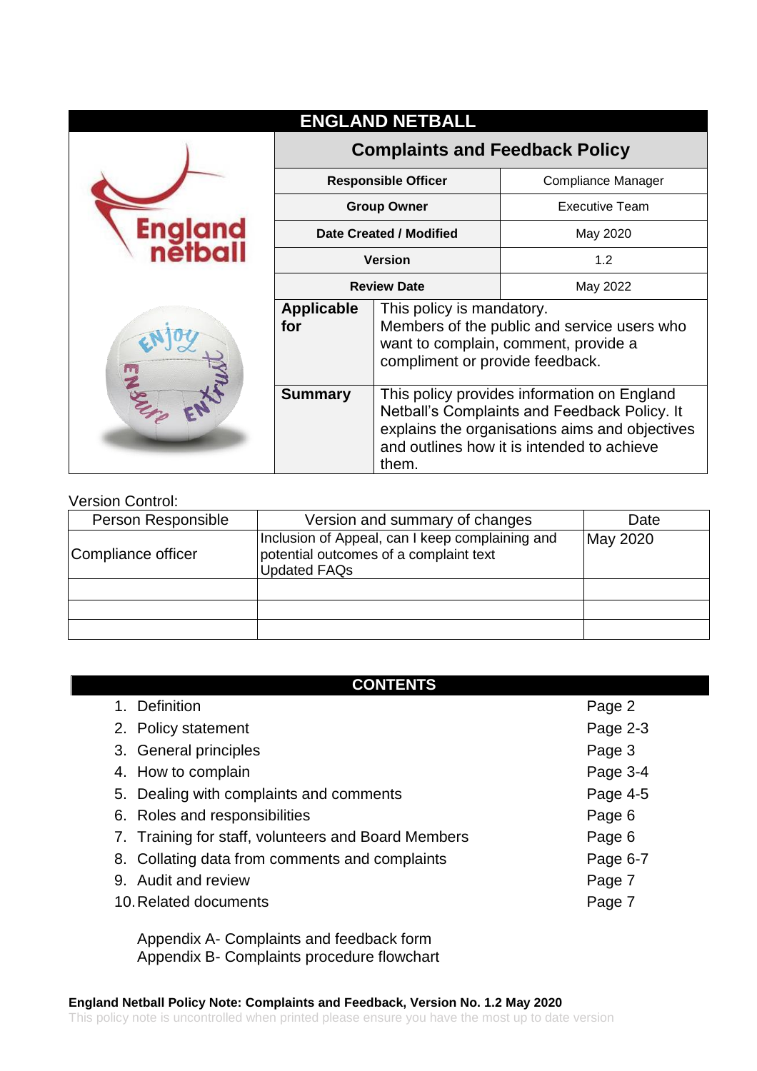# ENGLAND NETBALL

## Complaints and Feedback Policy

| | |
|---|---|
| **Responsible Officer** | Compliance Manager |
| **Group Owner** | Executive Team |
| **Date Created / Modified** | May 2020 |
| **Version** | 1.2 |
| **Review Date** | May 2022 |
| **Applicable for** | This policy is mandatory. Members of the public and service users who want to complain, comment, provide a compliment or provide feedback. |
| **Summary** | This policy provides information on England Netball's Complaints and Feedback Policy. It explains the organisations aims and objectives and outlines how it is intended to achieve them. |

Version Control:

| Person Responsible | Version and summary of changes | Date |
|---|---|---|
| Compliance officer | Inclusion of Appeal, can I keep complaining and potential outcomes of a complaint text<br>Updated FAQs | May 2020 |
| | | |
| | | |
| | | |

## CONTENTS

| | |
|---|---|
| 1. Definition | Page 2 |
| 2. Policy statement | Page 2-3 |
| 3. General principles | Page 3 |
| 4. How to complain | Page 3-4 |
| 5. Dealing with complaints and comments | Page 4-5 |
| 6. Roles and responsibilities | Page 6 |
| 7. Training for staff, volunteers and Board Members | Page 6 |
| 8. Collating data from comments and complaints | Page 6-7 |
| 9. Audit and review | Page 7 |
| 10. Related documents | Page 7 |

Appendix A- Complaints and feedback form
Appendix B- Complaints procedure flowchart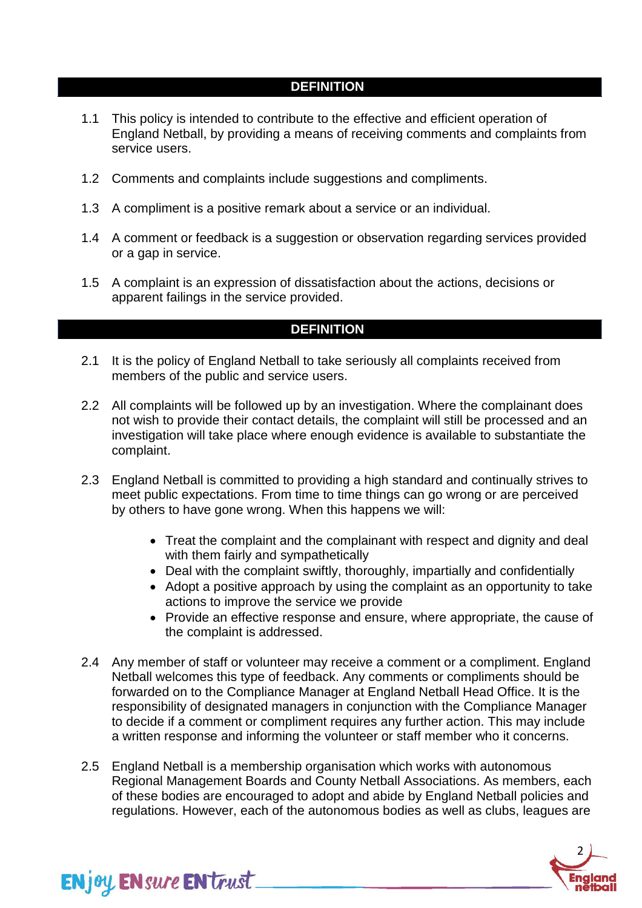## DEFINITION

1.1 This policy is intended to contribute to the effective and efficient operation of England Netball, by providing a means of receiving comments and complaints from service users.

1.2 Comments and complaints include suggestions and compliments.

1.3 A compliment is a positive remark about a service or an individual.

1.4 A comment or feedback is a suggestion or observation regarding services provided or a gap in service.

1.5 A complaint is an expression of dissatisfaction about the actions, decisions or apparent failings in the service provided.

## DEFINITION

2.1 It is the policy of England Netball to take seriously all complaints received from members of the public and service users.

2.2 All complaints will be followed up by an investigation. Where the complainant does not wish to provide their contact details, the complaint will still be processed and an investigation will take place where enough evidence is available to substantiate the complaint.

2.3 England Netball is committed to providing a high standard and continually strives to meet public expectations. From time to time things can go wrong or are perceived by others to have gone wrong. When this happens we will:

- Treat the complaint and the complainant with respect and dignity and deal with them fairly and sympathetically
- Deal with the complaint swiftly, thoroughly, impartially and confidentially
- Adopt a positive approach by using the complaint as an opportunity to take actions to improve the service we provide
- Provide an effective response and ensure, where appropriate, the cause of the complaint is addressed.

2.4 Any member of staff or volunteer may receive a comment or a compliment. England Netball welcomes this type of feedback. Any comments or compliments should be forwarded on to the Compliance Manager at England Netball Head Office. It is the responsibility of designated managers in conjunction with the Compliance Manager to decide if a comment or compliment requires any further action. This may include a written response and informing the volunteer or staff member who it concerns.

2.5 England Netball is a membership organisation which works with autonomous Regional Management Boards and County Netball Associations. As members, each of these bodies are encouraged to adopt and abide by England Netball policies and regulations. However, each of the autonomous bodies as well as clubs, leagues are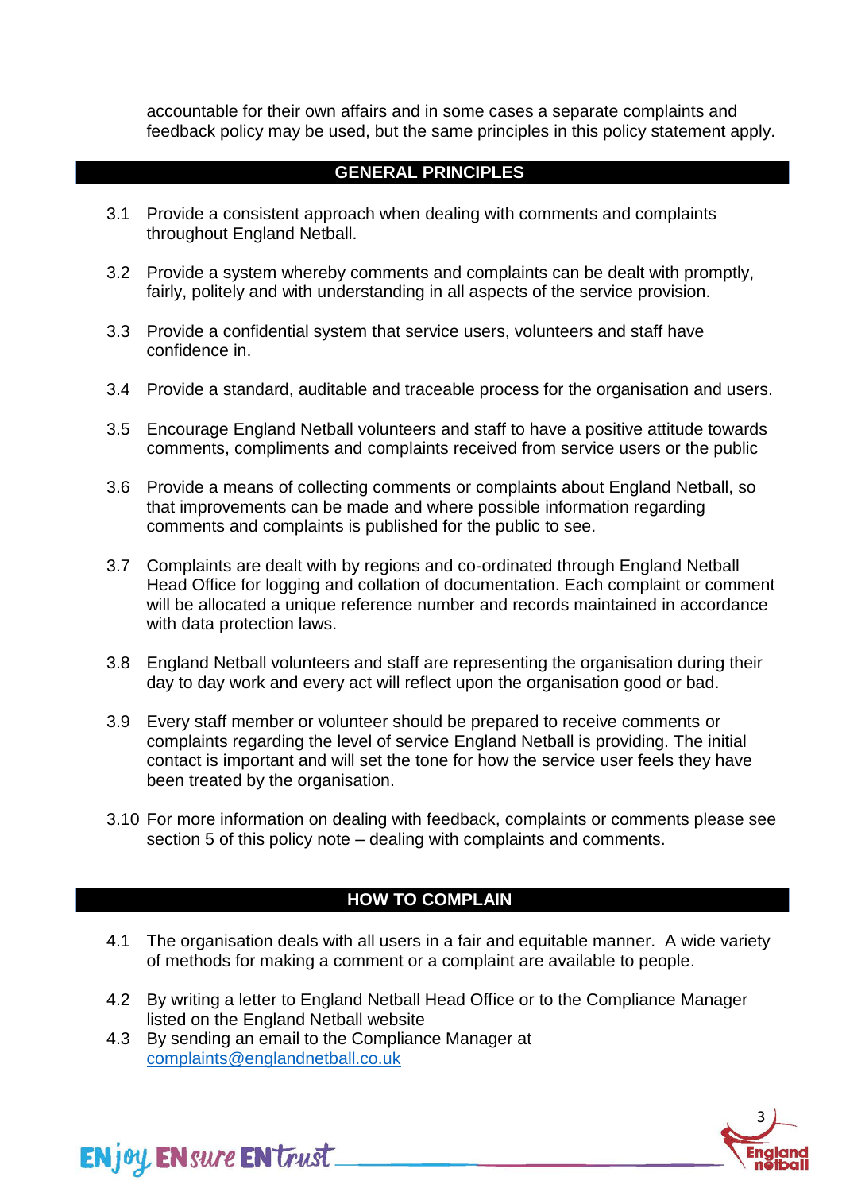accountable for their own affairs and in some cases a separate complaints and feedback policy may be used, but the same principles in this policy statement apply.

## GENERAL PRINCIPLES

3.1 Provide a consistent approach when dealing with comments and complaints throughout England Netball.

3.2 Provide a system whereby comments and complaints can be dealt with promptly, fairly, politely and with understanding in all aspects of the service provision.

3.3 Provide a confidential system that service users, volunteers and staff have confidence in.

3.4 Provide a standard, auditable and traceable process for the organisation and users.

3.5 Encourage England Netball volunteers and staff to have a positive attitude towards comments, compliments and complaints received from service users or the public

3.6 Provide a means of collecting comments or complaints about England Netball, so that improvements can be made and where possible information regarding comments and complaints is published for the public to see.

3.7 Complaints are dealt with by regions and co-ordinated through England Netball Head Office for logging and collation of documentation. Each complaint or comment will be allocated a unique reference number and records maintained in accordance with data protection laws.

3.8 England Netball volunteers and staff are representing the organisation during their day to day work and every act will reflect upon the organisation good or bad.

3.9 Every staff member or volunteer should be prepared to receive comments or complaints regarding the level of service England Netball is providing. The initial contact is important and will set the tone for how the service user feels they have been treated by the organisation.

3.10 For more information on dealing with feedback, complaints or comments please see section 5 of this policy note – dealing with complaints and comments.

## HOW TO COMPLAIN

4.1 The organisation deals with all users in a fair and equitable manner. A wide variety of methods for making a comment or a complaint are available to people.

4.2 By writing a letter to England Netball Head Office or to the Compliance Manager listed on the England Netball website

4.3 By sending an email to the Compliance Manager at complaints@englandnetball.co.uk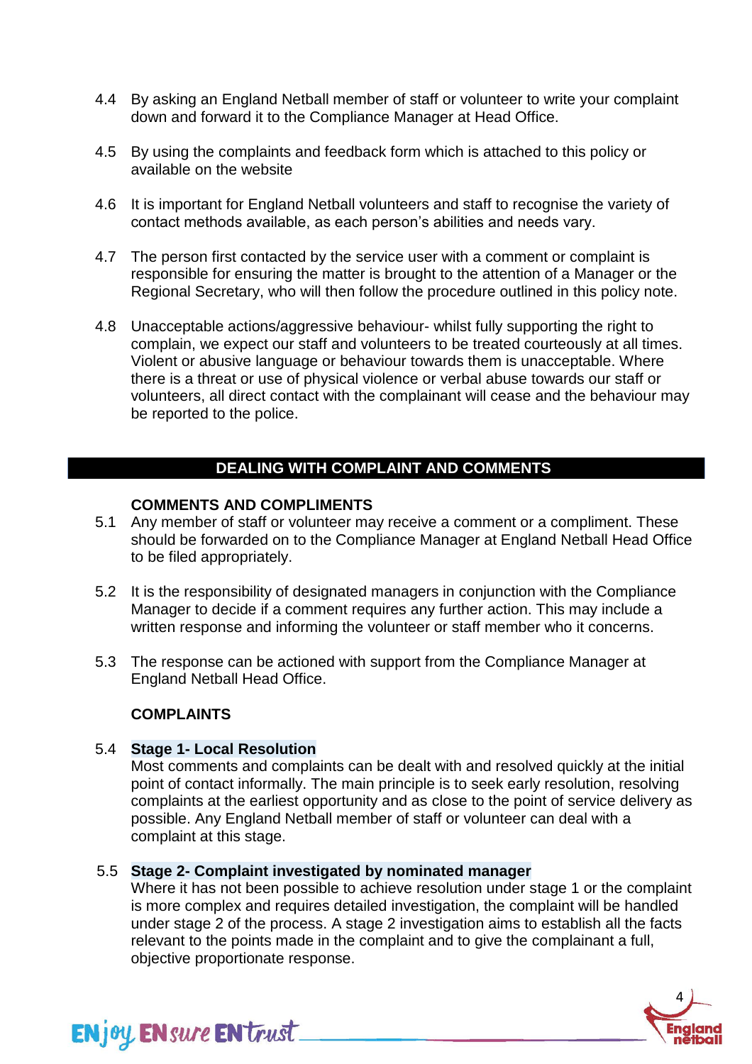4.4 By asking an England Netball member of staff or volunteer to write your complaint down and forward it to the Compliance Manager at Head Office.

4.5 By using the complaints and feedback form which is attached to this policy or available on the website

4.6 It is important for England Netball volunteers and staff to recognise the variety of contact methods available, as each person's abilities and needs vary.

4.7 The person first contacted by the service user with a comment or complaint is responsible for ensuring the matter is brought to the attention of a Manager or the Regional Secretary, who will then follow the procedure outlined in this policy note.

4.8 Unacceptable actions/aggressive behaviour- whilst fully supporting the right to complain, we expect our staff and volunteers to be treated courteously at all times. Violent or abusive language or behaviour towards them is unacceptable. Where there is a threat or use of physical violence or verbal abuse towards our staff or volunteers, all direct contact with the complainant will cease and the behaviour may be reported to the police.

## DEALING WITH COMPLAINT AND COMMENTS

### COMMENTS AND COMPLIMENTS

5.1 Any member of staff or volunteer may receive a comment or a compliment. These should be forwarded on to the Compliance Manager at England Netball Head Office to be filed appropriately.

5.2 It is the responsibility of designated managers in conjunction with the Compliance Manager to decide if a comment requires any further action. This may include a written response and informing the volunteer or staff member who it concerns.

5.3 The response can be actioned with support from the Compliance Manager at England Netball Head Office.

### COMPLAINTS

5.4 **Stage 1- Local Resolution**
Most comments and complaints can be dealt with and resolved quickly at the initial point of contact informally. The main principle is to seek early resolution, resolving complaints at the earliest opportunity and as close to the point of service delivery as possible. Any England Netball member of staff or volunteer can deal with a complaint at this stage.

5.5 **Stage 2- Complaint investigated by nominated manager**
Where it has not been possible to achieve resolution under stage 1 or the complaint is more complex and requires detailed investigation, the complaint will be handled under stage 2 of the process. A stage 2 investigation aims to establish all the facts relevant to the points made in the complaint and to give the complainant a full, objective proportionate response.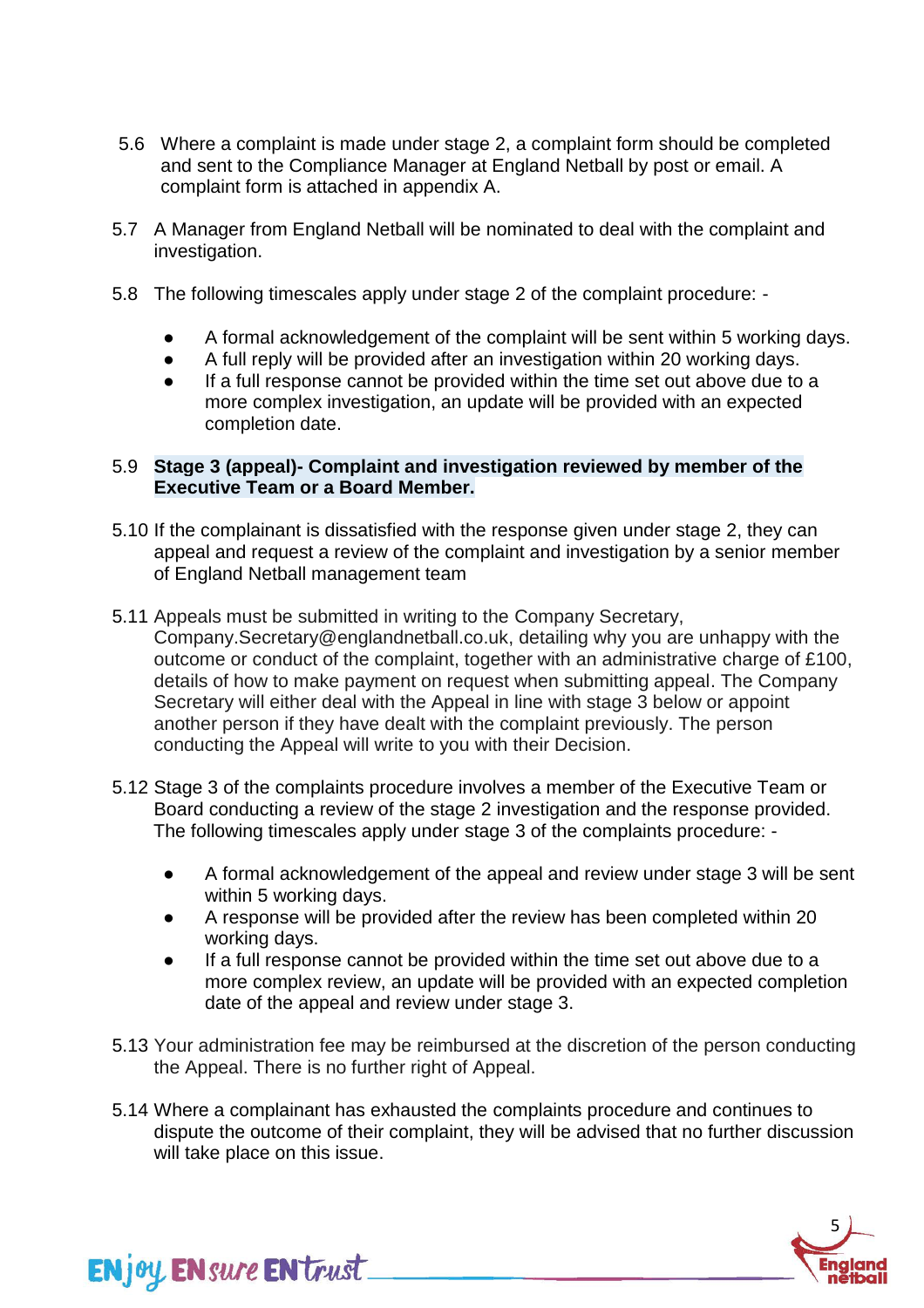5.6 Where a complaint is made under stage 2, a complaint form should be completed and sent to the Compliance Manager at England Netball by post or email. A complaint form is attached in appendix A.

5.7 A Manager from England Netball will be nominated to deal with the complaint and investigation.

5.8 The following timescales apply under stage 2 of the complaint procedure: -

- A formal acknowledgement of the complaint will be sent within 5 working days.
- A full reply will be provided after an investigation within 20 working days.
- If a full response cannot be provided within the time set out above due to a more complex investigation, an update will be provided with an expected completion date.

5.9 **Stage 3 (appeal)- Complaint and investigation reviewed by member of the Executive Team or a Board Member.**

5.10 If the complainant is dissatisfied with the response given under stage 2, they can appeal and request a review of the complaint and investigation by a senior member of England Netball management team

5.11 Appeals must be submitted in writing to the Company Secretary, Company.Secretary@englandnetball.co.uk, detailing why you are unhappy with the outcome or conduct of the complaint, together with an administrative charge of £100, details of how to make payment on request when submitting appeal. The Company Secretary will either deal with the Appeal in line with stage 3 below or appoint another person if they have dealt with the complaint previously. The person conducting the Appeal will write to you with their Decision.

5.12 Stage 3 of the complaints procedure involves a member of the Executive Team or Board conducting a review of the stage 2 investigation and the response provided. The following timescales apply under stage 3 of the complaints procedure: -

- A formal acknowledgement of the appeal and review under stage 3 will be sent within 5 working days.
- A response will be provided after the review has been completed within 20 working days.
- If a full response cannot be provided within the time set out above due to a more complex review, an update will be provided with an expected completion date of the appeal and review under stage 3.

5.13 Your administration fee may be reimbursed at the discretion of the person conducting the Appeal. There is no further right of Appeal.

5.14 Where a complainant has exhausted the complaints procedure and continues to dispute the outcome of their complaint, they will be advised that no further discussion will take place on this issue.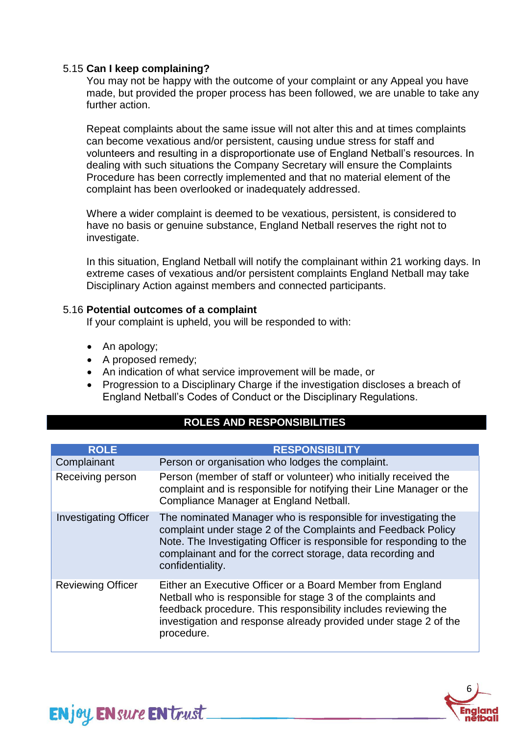### 5.15 **Can I keep complaining?**

You may not be happy with the outcome of your complaint or any Appeal you have made, but provided the proper process has been followed, we are unable to take any further action.

Repeat complaints about the same issue will not alter this and at times complaints can become vexatious and/or persistent, causing undue stress for staff and volunteers and resulting in a disproportionate use of England Netball's resources. In dealing with such situations the Company Secretary will ensure the Complaints Procedure has been correctly implemented and that no material element of the complaint has been overlooked or inadequately addressed.

Where a wider complaint is deemed to be vexatious, persistent, is considered to have no basis or genuine substance, England Netball reserves the right not to investigate.

In this situation, England Netball will notify the complainant within 21 working days. In extreme cases of vexatious and/or persistent complaints England Netball may take Disciplinary Action against members and connected participants.

### 5.16 **Potential outcomes of a complaint**

If your complaint is upheld, you will be responded to with:

- An apology;
- A proposed remedy;
- An indication of what service improvement will be made, or
- Progression to a Disciplinary Charge if the investigation discloses a breach of England Netball's Codes of Conduct or the Disciplinary Regulations.

## ROLES AND RESPONSIBILITIES

| ROLE | RESPONSIBILITY |
|---|---|
| Complainant | Person or organisation who lodges the complaint. |
| Receiving person | Person (member of staff or volunteer) who initially received the complaint and is responsible for notifying their Line Manager or the Compliance Manager at England Netball. |
| Investigating Officer | The nominated Manager who is responsible for investigating the complaint under stage 2 of the Complaints and Feedback Policy Note. The Investigating Officer is responsible for responding to the complainant and for the correct storage, data recording and confidentiality. |
| Reviewing Officer | Either an Executive Officer or a Board Member from England Netball who is responsible for stage 3 of the complaints and feedback procedure. This responsibility includes reviewing the investigation and response already provided under stage 2 of the procedure. |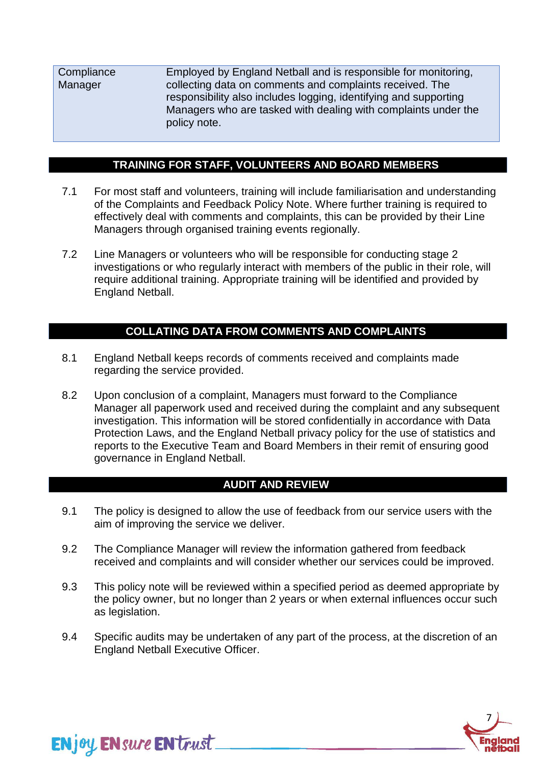| Compliance Manager | Employed by England Netball and is responsible for monitoring, collecting data on comments and complaints received. The responsibility also includes logging, identifying and supporting Managers who are tasked with dealing with complaints under the policy note. |
|---|---|

## TRAINING FOR STAFF, VOLUNTEERS AND BOARD MEMBERS

7.1 For most staff and volunteers, training will include familiarisation and understanding of the Complaints and Feedback Policy Note. Where further training is required to effectively deal with comments and complaints, this can be provided by their Line Managers through organised training events regionally.

7.2 Line Managers or volunteers who will be responsible for conducting stage 2 investigations or who regularly interact with members of the public in their role, will require additional training. Appropriate training will be identified and provided by England Netball.

## COLLATING DATA FROM COMMENTS AND COMPLAINTS

8.1 England Netball keeps records of comments received and complaints made regarding the service provided.

8.2 Upon conclusion of a complaint, Managers must forward to the Compliance Manager all paperwork used and received during the complaint and any subsequent investigation. This information will be stored confidentially in accordance with Data Protection Laws, and the England Netball privacy policy for the use of statistics and reports to the Executive Team and Board Members in their remit of ensuring good governance in England Netball.

## AUDIT AND REVIEW

9.1 The policy is designed to allow the use of feedback from our service users with the aim of improving the service we deliver.

9.2 The Compliance Manager will review the information gathered from feedback received and complaints and will consider whether our services could be improved.

9.3 This policy note will be reviewed within a specified period as deemed appropriate by the policy owner, but no longer than 2 years or when external influences occur such as legislation.

9.4 Specific audits may be undertaken of any part of the process, at the discretion of an England Netball Executive Officer.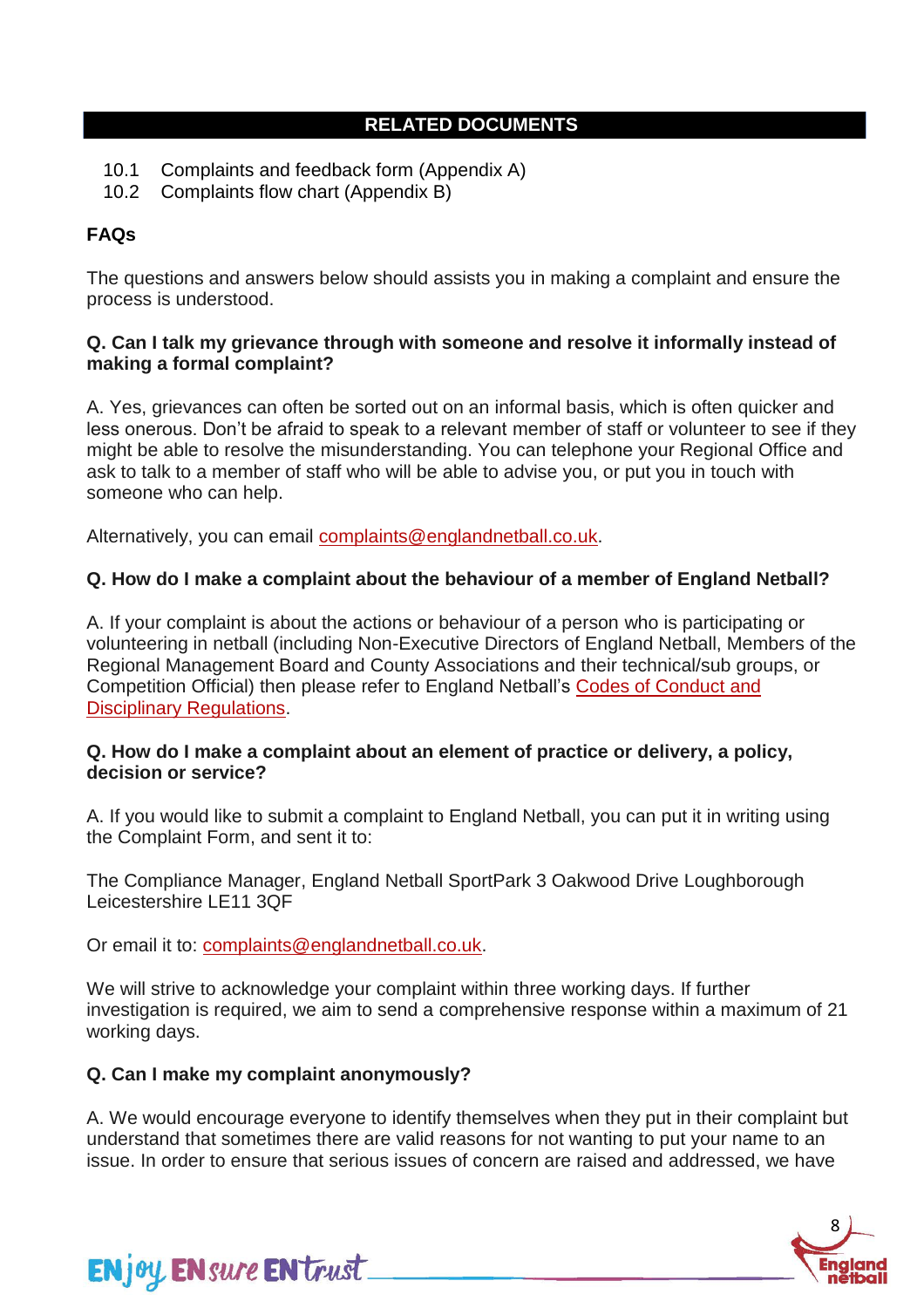## RELATED DOCUMENTS

10.1 Complaints and feedback form (Appendix A)
10.2 Complaints flow chart (Appendix B)

**FAQs**

The questions and answers below should assists you in making a complaint and ensure the process is understood.

**Q. Can I talk my grievance through with someone and resolve it informally instead of making a formal complaint?**

A. Yes, grievances can often be sorted out on an informal basis, which is often quicker and less onerous. Don't be afraid to speak to a relevant member of staff or volunteer to see if they might be able to resolve the misunderstanding. You can telephone your Regional Office and ask to talk to a member of staff who will be able to advise you, or put you in touch with someone who can help.

Alternatively, you can email complaints@englandnetball.co.uk.

**Q. How do I make a complaint about the behaviour of a member of England Netball?**

A. If your complaint is about the actions or behaviour of a person who is participating or volunteering in netball (including Non-Executive Directors of England Netball, Members of the Regional Management Board and County Associations and their technical/sub groups, or Competition Official) then please refer to England Netball's Codes of Conduct and Disciplinary Regulations.

**Q. How do I make a complaint about an element of practice or delivery, a policy, decision or service?**

A. If you would like to submit a complaint to England Netball, you can put it in writing using the Complaint Form, and sent it to:

The Compliance Manager, England Netball SportPark 3 Oakwood Drive Loughborough Leicestershire LE11 3QF

Or email it to: complaints@englandnetball.co.uk.

We will strive to acknowledge your complaint within three working days. If further investigation is required, we aim to send a comprehensive response within a maximum of 21 working days.

**Q. Can I make my complaint anonymously?**

A. We would encourage everyone to identify themselves when they put in their complaint but understand that sometimes there are valid reasons for not wanting to put your name to an issue. In order to ensure that serious issues of concern are raised and addressed, we have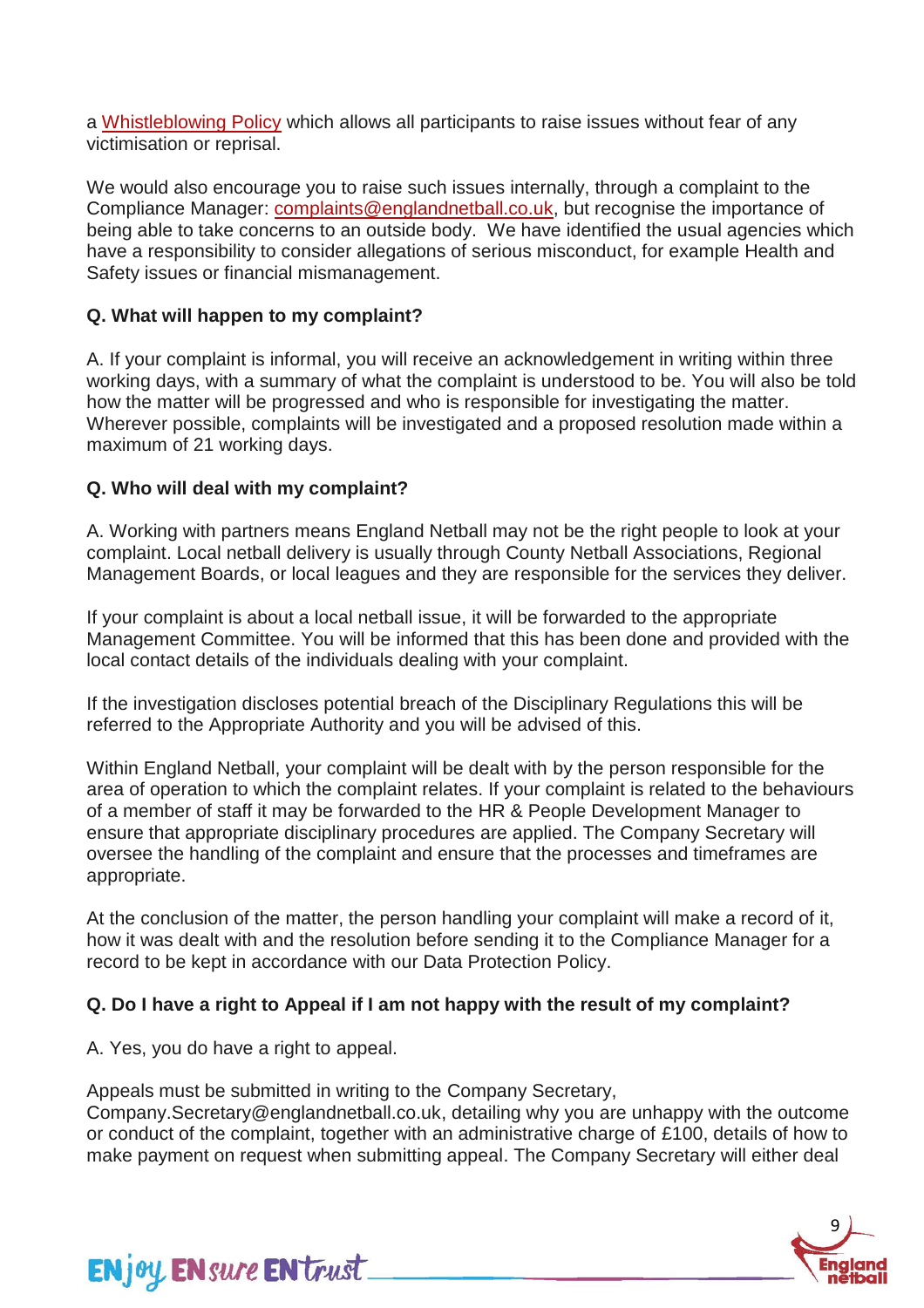a [Whistleblowing Policy] which allows all participants to raise issues without fear of any victimisation or reprisal.

We would also encourage you to raise such issues internally, through a complaint to the Compliance Manager: complaints@englandnetball.co.uk, but recognise the importance of being able to take concerns to an outside body. We have identified the usual agencies which have a responsibility to consider allegations of serious misconduct, for example Health and Safety issues or financial mismanagement.

**Q. What will happen to my complaint?**

A. If your complaint is informal, you will receive an acknowledgement in writing within three working days, with a summary of what the complaint is understood to be. You will also be told how the matter will be progressed and who is responsible for investigating the matter. Wherever possible, complaints will be investigated and a proposed resolution made within a maximum of 21 working days.

**Q. Who will deal with my complaint?**

A. Working with partners means England Netball may not be the right people to look at your complaint. Local netball delivery is usually through County Netball Associations, Regional Management Boards, or local leagues and they are responsible for the services they deliver.

If your complaint is about a local netball issue, it will be forwarded to the appropriate Management Committee. You will be informed that this has been done and provided with the local contact details of the individuals dealing with your complaint.

If the investigation discloses potential breach of the Disciplinary Regulations this will be referred to the Appropriate Authority and you will be advised of this.

Within England Netball, your complaint will be dealt with by the person responsible for the area of operation to which the complaint relates. If your complaint is related to the behaviours of a member of staff it may be forwarded to the HR & People Development Manager to ensure that appropriate disciplinary procedures are applied. The Company Secretary will oversee the handling of the complaint and ensure that the processes and timeframes are appropriate.

At the conclusion of the matter, the person handling your complaint will make a record of it, how it was dealt with and the resolution before sending it to the Compliance Manager for a record to be kept in accordance with our Data Protection Policy.

**Q. Do I have a right to Appeal if I am not happy with the result of my complaint?**

A. Yes, you do have a right to appeal.

Appeals must be submitted in writing to the Company Secretary, Company.Secretary@englandnetball.co.uk, detailing why you are unhappy with the outcome or conduct of the complaint, together with an administrative charge of £100, details of how to make payment on request when submitting appeal. The Company Secretary will either deal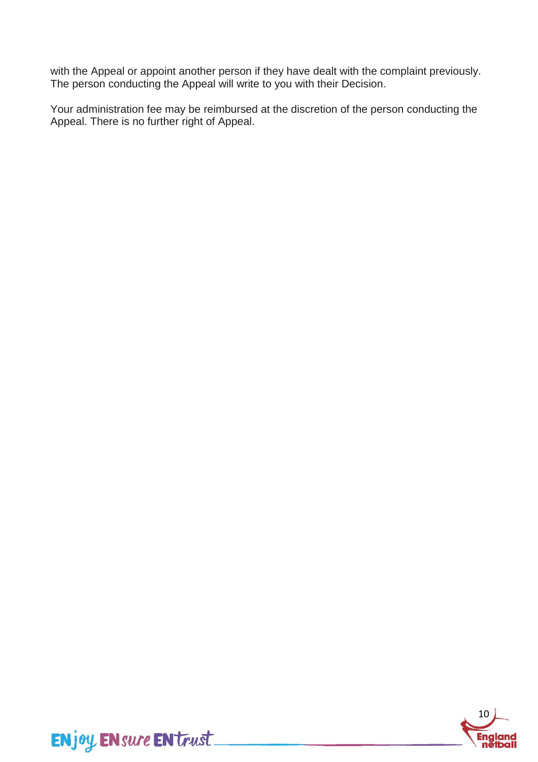with the Appeal or appoint another person if they have dealt with the complaint previously. The person conducting the Appeal will write to you with their Decision.

Your administration fee may be reimbursed at the discretion of the person conducting the Appeal. There is no further right of Appeal.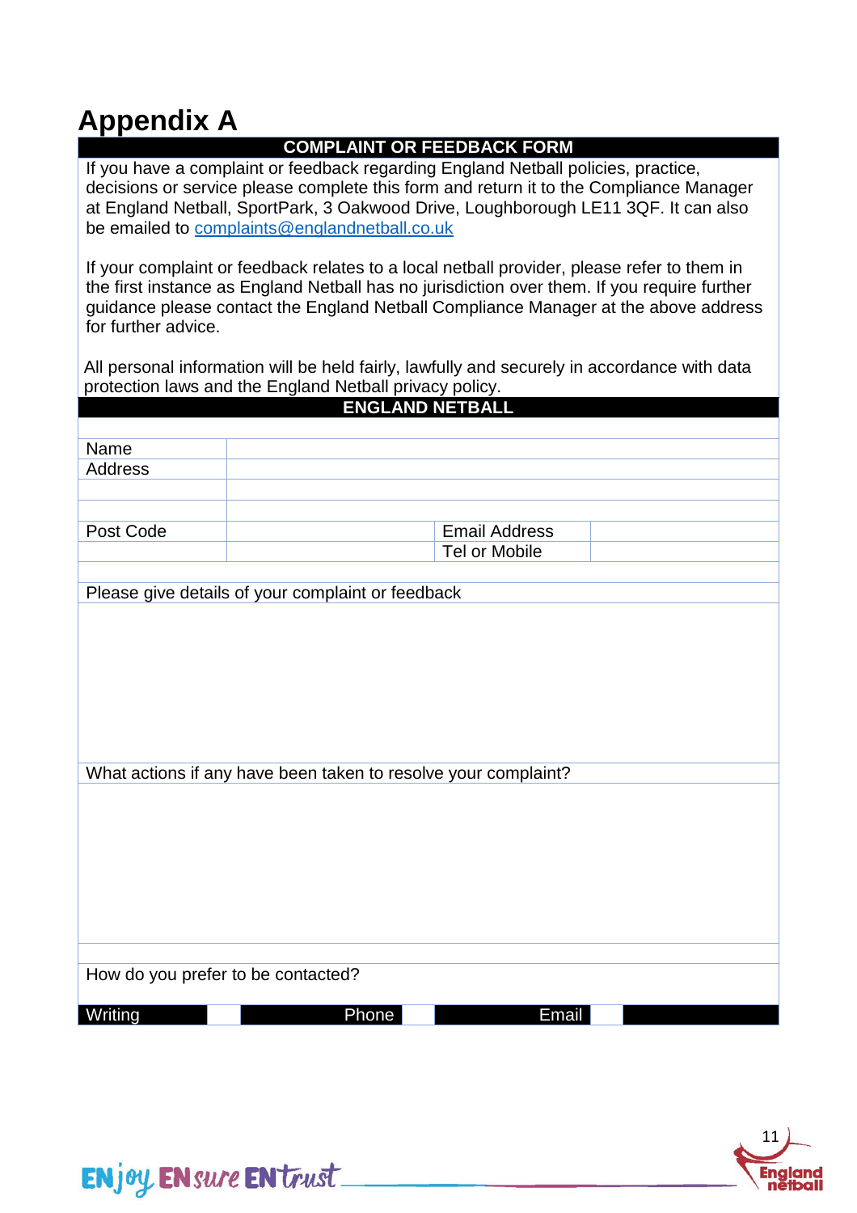# Appendix A

**COMPLAINT OR FEEDBACK FORM**

If you have a complaint or feedback regarding England Netball policies, practice, decisions or service please complete this form and return it to the Compliance Manager at England Netball, SportPark, 3 Oakwood Drive, Loughborough LE11 3QF. It can also be emailed to complaints@englandnetball.co.uk

If your complaint or feedback relates to a local netball provider, please refer to them in the first instance as England Netball has no jurisdiction over them. If you require further guidance please contact the England Netball Compliance Manager at the above address for further advice.

All personal information will be held fairly, lawfully and securely in accordance with data protection laws and the England Netball privacy policy.

**ENGLAND NETBALL**

| | | | |
|---|---|---|---|
| Name | | | |
| Address | | | |
| | | | |
| | | | |
| Post Code | | Email Address | |
| | | Tel or Mobile | |

Please give details of your complaint or feedback

What actions if any have been taken to resolve your complaint?

How do you prefer to be contacted?

| Writing | | Phone | | Email | |
|---|---|---|---|---|---|

ENjoy ENsure ENtrust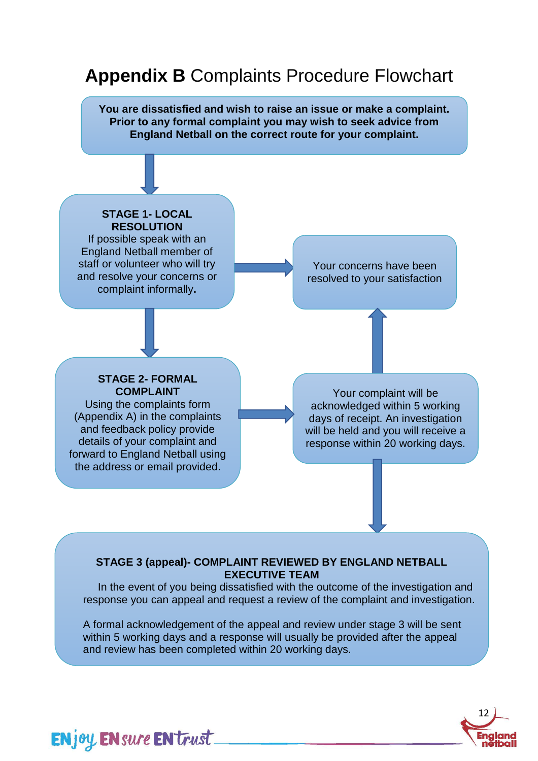# **Appendix B** Complaints Procedure Flowchart

**You are dissatisfied and wish to raise an issue or make a complaint. Prior to any formal complaint you may wish to seek advice from England Netball on the correct route for your complaint.**

**STAGE 1- LOCAL RESOLUTION**
If possible speak with an England Netball member of staff or volunteer who will try and resolve your concerns or complaint informally**.**

Your concerns have been resolved to your satisfaction

**STAGE 2- FORMAL COMPLAINT**
Using the complaints form (Appendix A) in the complaints and feedback policy provide details of your complaint and forward to England Netball using the address or email provided.

Your complaint will be acknowledged within 5 working days of receipt. An investigation will be held and you will receive a response within 20 working days.

**STAGE 3 (appeal)- COMPLAINT REVIEWED BY ENGLAND NETBALL EXECUTIVE TEAM**
In the event of you being dissatisfied with the outcome of the investigation and response you can appeal and request a review of the complaint and investigation.

A formal acknowledgement of the appeal and review under stage 3 will be sent within 5 working days and a response will usually be provided after the appeal and review has been completed within 20 working days.

ENjoy ENsure ENtrust